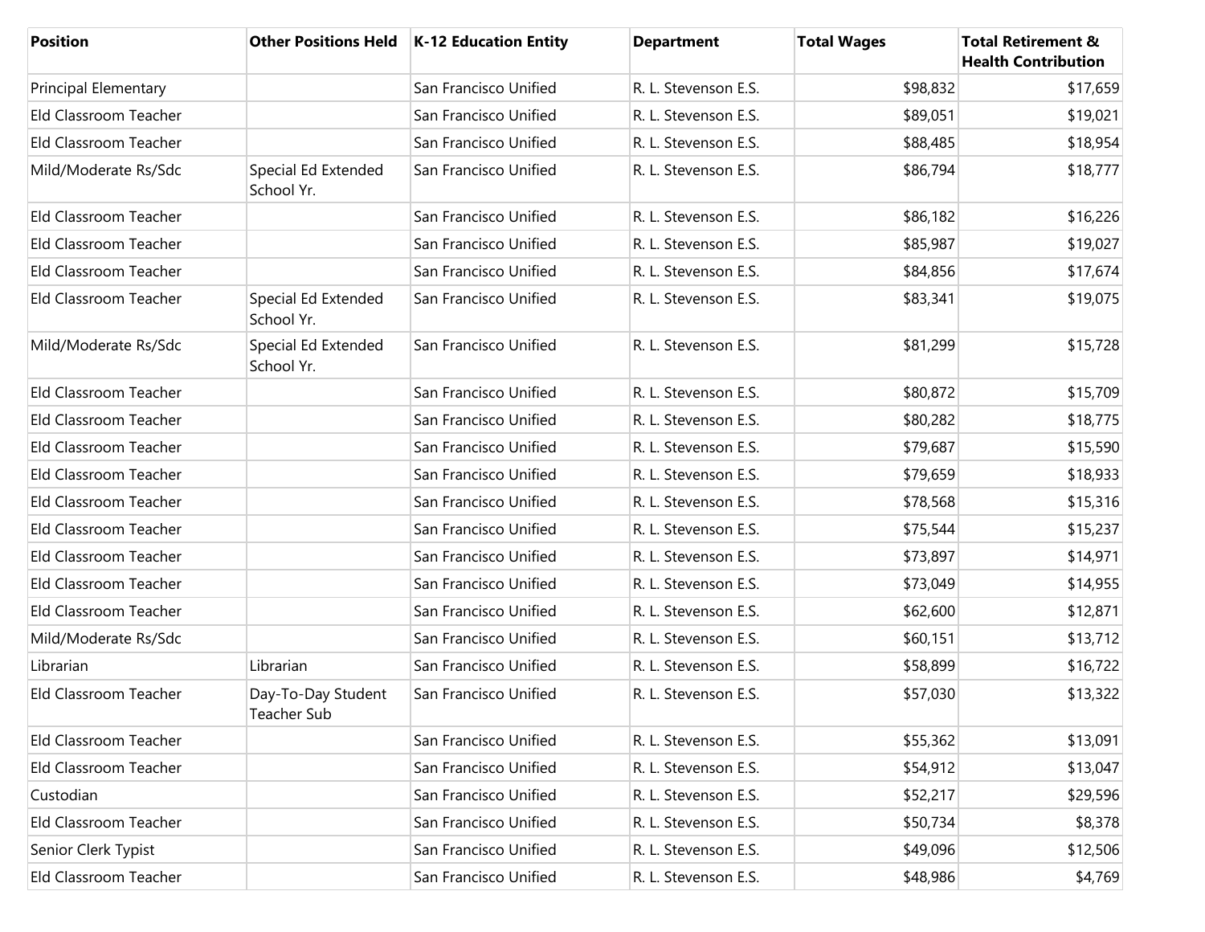| Position | Other Positions Held | K-12 Education Entity | Department | Total Wages | Total Retirement & Health Contribution |
|---|---|---|---|---|---|
| Principal Elementary | | San Francisco Unified | R. L. Stevenson E.S. | $98,832 | $17,659 |
| Eld Classroom Teacher | | San Francisco Unified | R. L. Stevenson E.S. | $89,051 | $19,021 |
| Eld Classroom Teacher | | San Francisco Unified | R. L. Stevenson E.S. | $88,485 | $18,954 |
| Mild/Moderate Rs/Sdc | Special Ed Extended School Yr. | San Francisco Unified | R. L. Stevenson E.S. | $86,794 | $18,777 |
| Eld Classroom Teacher | | San Francisco Unified | R. L. Stevenson E.S. | $86,182 | $16,226 |
| Eld Classroom Teacher | | San Francisco Unified | R. L. Stevenson E.S. | $85,987 | $19,027 |
| Eld Classroom Teacher | | San Francisco Unified | R. L. Stevenson E.S. | $84,856 | $17,674 |
| Eld Classroom Teacher | Special Ed Extended School Yr. | San Francisco Unified | R. L. Stevenson E.S. | $83,341 | $19,075 |
| Mild/Moderate Rs/Sdc | Special Ed Extended School Yr. | San Francisco Unified | R. L. Stevenson E.S. | $81,299 | $15,728 |
| Eld Classroom Teacher | | San Francisco Unified | R. L. Stevenson E.S. | $80,872 | $15,709 |
| Eld Classroom Teacher | | San Francisco Unified | R. L. Stevenson E.S. | $80,282 | $18,775 |
| Eld Classroom Teacher | | San Francisco Unified | R. L. Stevenson E.S. | $79,687 | $15,590 |
| Eld Classroom Teacher | | San Francisco Unified | R. L. Stevenson E.S. | $79,659 | $18,933 |
| Eld Classroom Teacher | | San Francisco Unified | R. L. Stevenson E.S. | $78,568 | $15,316 |
| Eld Classroom Teacher | | San Francisco Unified | R. L. Stevenson E.S. | $75,544 | $15,237 |
| Eld Classroom Teacher | | San Francisco Unified | R. L. Stevenson E.S. | $73,897 | $14,971 |
| Eld Classroom Teacher | | San Francisco Unified | R. L. Stevenson E.S. | $73,049 | $14,955 |
| Eld Classroom Teacher | | San Francisco Unified | R. L. Stevenson E.S. | $62,600 | $12,871 |
| Mild/Moderate Rs/Sdc | | San Francisco Unified | R. L. Stevenson E.S. | $60,151 | $13,712 |
| Librarian | Librarian | San Francisco Unified | R. L. Stevenson E.S. | $58,899 | $16,722 |
| Eld Classroom Teacher | Day-To-Day Student Teacher Sub | San Francisco Unified | R. L. Stevenson E.S. | $57,030 | $13,322 |
| Eld Classroom Teacher | | San Francisco Unified | R. L. Stevenson E.S. | $55,362 | $13,091 |
| Eld Classroom Teacher | | San Francisco Unified | R. L. Stevenson E.S. | $54,912 | $13,047 |
| Custodian | | San Francisco Unified | R. L. Stevenson E.S. | $52,217 | $29,596 |
| Eld Classroom Teacher | | San Francisco Unified | R. L. Stevenson E.S. | $50,734 | $8,378 |
| Senior Clerk Typist | | San Francisco Unified | R. L. Stevenson E.S. | $49,096 | $12,506 |
| Eld Classroom Teacher | | San Francisco Unified | R. L. Stevenson E.S. | $48,986 | $4,769 |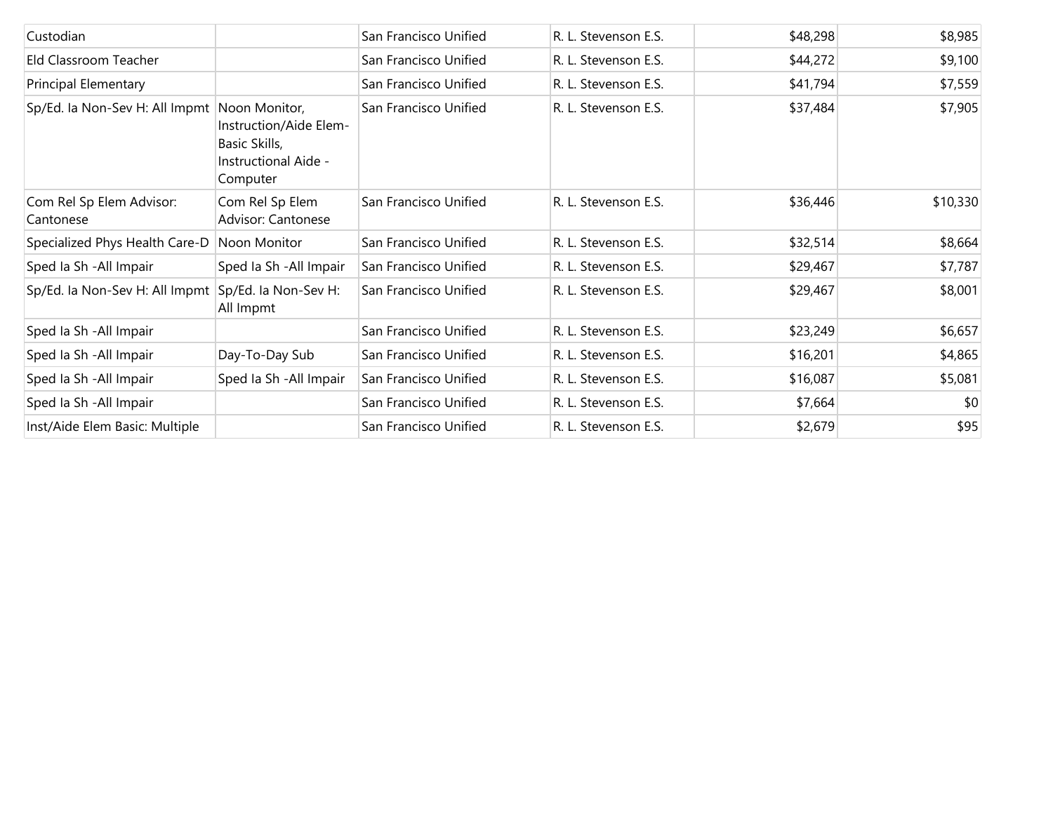| | | | | | |
|---|---|---|---|---|---|
| Custodian | | San Francisco Unified | R. L. Stevenson E.S. | $48,298 | $8,985 |
| Eld Classroom Teacher | | San Francisco Unified | R. L. Stevenson E.S. | $44,272 | $9,100 |
| Principal Elementary | | San Francisco Unified | R. L. Stevenson E.S. | $41,794 | $7,559 |
| Sp/Ed. Ia Non-Sev H: All Impmt | Noon Monitor, Instruction/Aide Elem-Basic Skills, Instructional Aide - Computer | San Francisco Unified | R. L. Stevenson E.S. | $37,484 | $7,905 |
| Com Rel Sp Elem Advisor: Cantonese | Com Rel Sp Elem Advisor: Cantonese | San Francisco Unified | R. L. Stevenson E.S. | $36,446 | $10,330 |
| Specialized Phys Health Care-D | Noon Monitor | San Francisco Unified | R. L. Stevenson E.S. | $32,514 | $8,664 |
| Sped Ia Sh -All Impair | Sped Ia Sh -All Impair | San Francisco Unified | R. L. Stevenson E.S. | $29,467 | $7,787 |
| Sp/Ed. Ia Non-Sev H: All Impmt | Sp/Ed. Ia Non-Sev H: All Impmt | San Francisco Unified | R. L. Stevenson E.S. | $29,467 | $8,001 |
| Sped Ia Sh -All Impair | | San Francisco Unified | R. L. Stevenson E.S. | $23,249 | $6,657 |
| Sped Ia Sh -All Impair | Day-To-Day Sub | San Francisco Unified | R. L. Stevenson E.S. | $16,201 | $4,865 |
| Sped Ia Sh -All Impair | Sped Ia Sh -All Impair | San Francisco Unified | R. L. Stevenson E.S. | $16,087 | $5,081 |
| Sped Ia Sh -All Impair | | San Francisco Unified | R. L. Stevenson E.S. | $7,664 | $0 |
| Inst/Aide Elem Basic: Multiple | | San Francisco Unified | R. L. Stevenson E.S. | $2,679 | $95 |